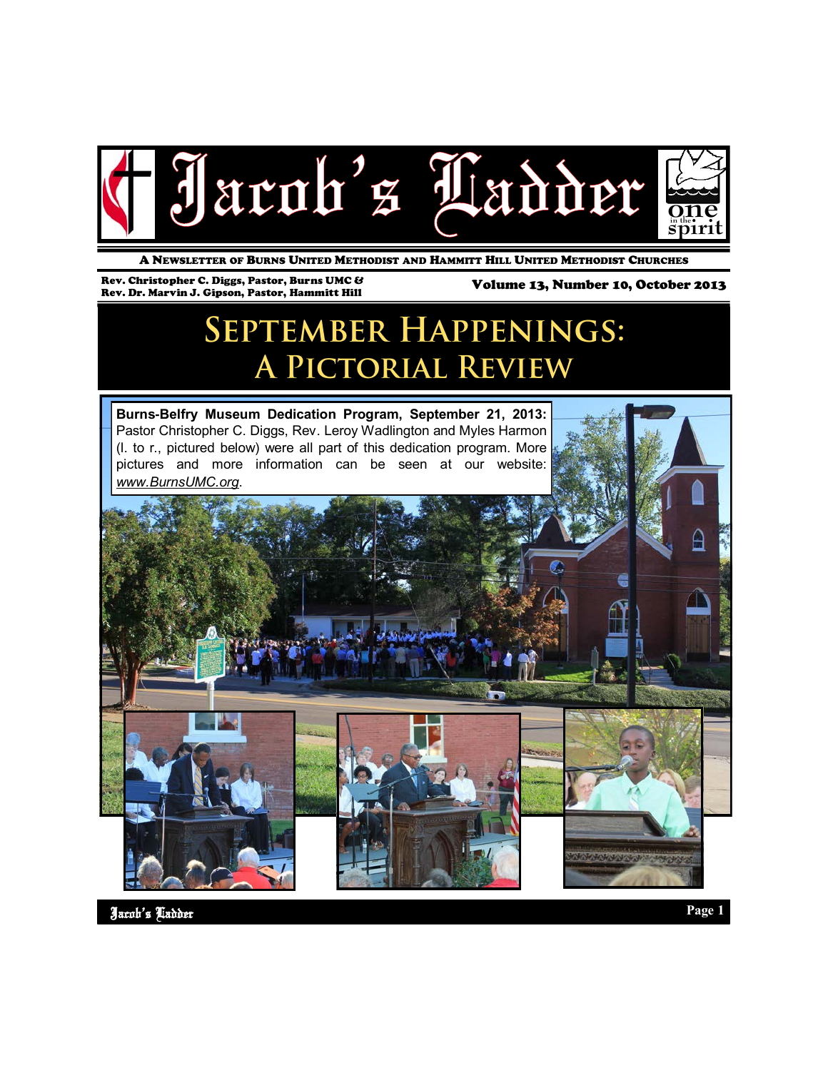# Jacob's Ladder

A NEWSLETTER OF BURNS UNITED METHODIST AND HAMMITT HILL UNITED METHODIST CHURCHES

Rev. Christopher C. Diggs, Pastor, Burns UMC &
Rev. Dr. Marvin J. Gipson, Pastor, Hammitt Hill

Volume 13, Number 10, October 2013

## September Happenings: A Pictorial Review

**Burns-Belfry Museum Dedication Program, September 21, 2013:** Pastor Christopher C. Diggs, Rev. Leroy Wadlington and Myles Harmon (l. to r., pictured below) were all part of this dedication program. More pictures and more information can be seen at our website: *www.BurnsUMC.org*.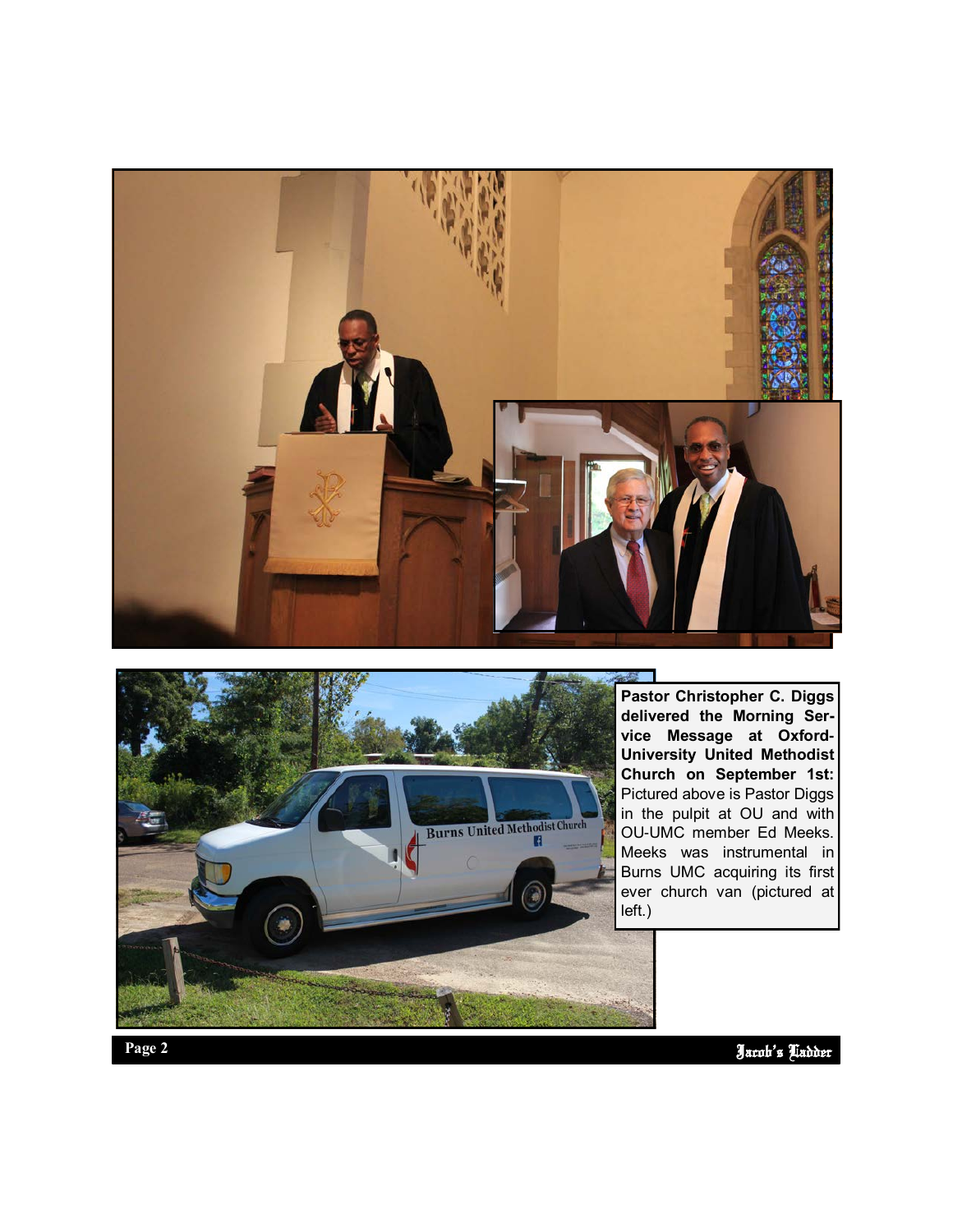**Pastor Christopher C. Diggs delivered the Morning Service Message at Oxford-University United Methodist Church on September 1st:** Pictured above is Pastor Diggs in the pulpit at OU and with OU-UMC member Ed Meeks. Meeks was instrumental in Burns UMC acquiring its first ever church van (pictured at left.)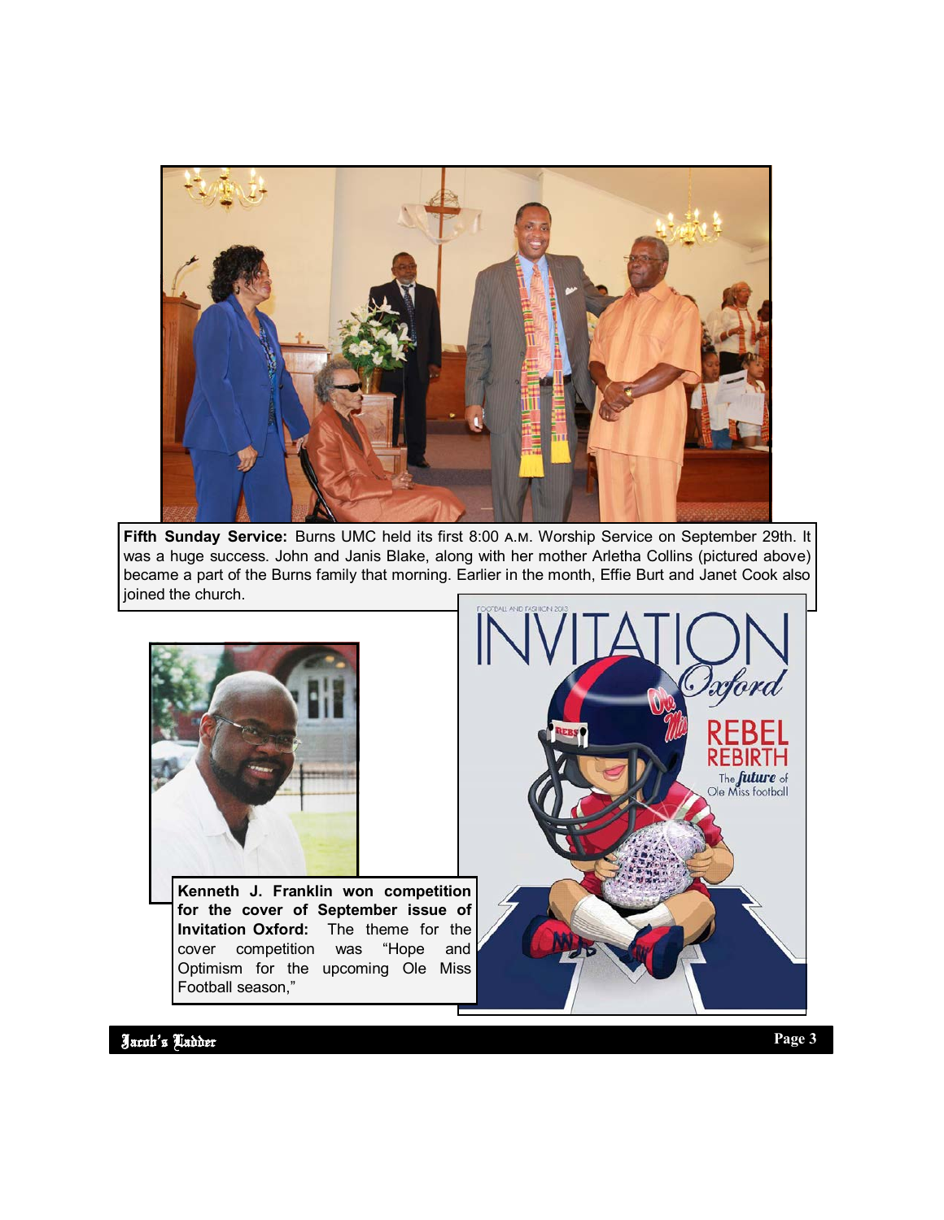**Fifth Sunday Service:** Burns UMC held its first 8:00 A.M. Worship Service on September 29th. It was a huge success. John and Janis Blake, along with her mother Arletha Collins (pictured above) became a part of the Burns family that morning. Earlier in the month, Effie Burt and Janet Cook also joined the church.

**Kenneth J. Franklin won competition for the cover of September issue of Invitation Oxford:** The theme for the cover competition was "Hope and Optimism for the upcoming Ole Miss Football season,"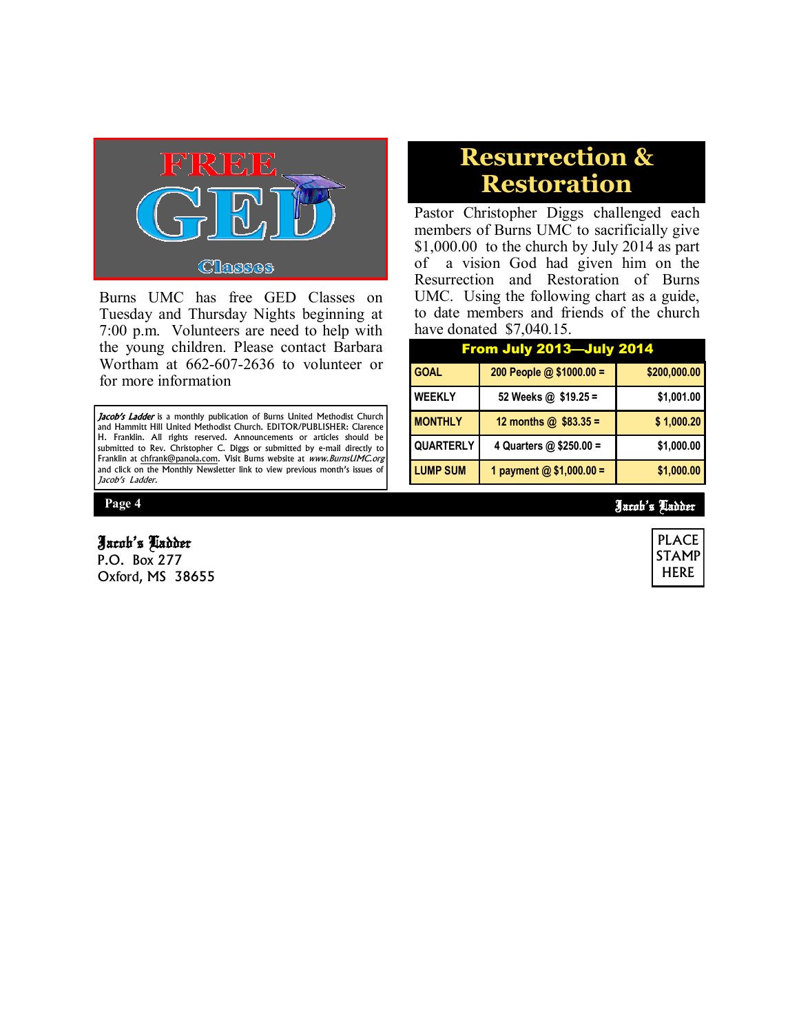# FREE GED Classes

Burns UMC has free GED Classes on Tuesday and Thursday Nights beginning at 7:00 p.m. Volunteers are need to help with the young children. Please contact Barbara Wortham at 662-607-2636 to volunteer or for more information

*Jacob's Ladder* is a monthly publication of Burns United Methodist Church and Hammitt Hill United Methodist Church. EDITOR/PUBLISHER: Clarence H. Franklin. All rights reserved. Announcements or articles should be submitted to Rev. Christopher C. Diggs or submitted by e-mail directly to Franklin at chfrank@panola.com. Visit Burns website at *www.BurnsUMC.org* and click on the Monthly Newsletter link to view previous month's issues of *Jacob's Ladder.*

# Resurrection & Restoration

Pastor Christopher Diggs challenged each members of Burns UMC to sacrificially give $1,000.00 to the church by July 2014 as part of a vision God had given him on the Resurrection and Restoration of Burns UMC. Using the following chart as a guide, to date members and friends of the church have donated $7,040.15.

| From July 2013—July 2014 | | |
|---|---|---|
| GOAL | 200 People @ $1000.00 = | $200,000.00 |
| WEEKLY | 52 Weeks @ $19.25 = | $1,001.00 |
| MONTHLY | 12 months @ $83.35 = | $ 1,000.20 |
| QUARTERLY | 4 Quarters @ $250.00 = | $1,000.00 |
| LUMP SUM | 1 payment @ $1,000.00 = | $1,000.00 |

Jacob's Ladder
P.O. Box 277
Oxford, MS 38655

PLACE STAMP HERE